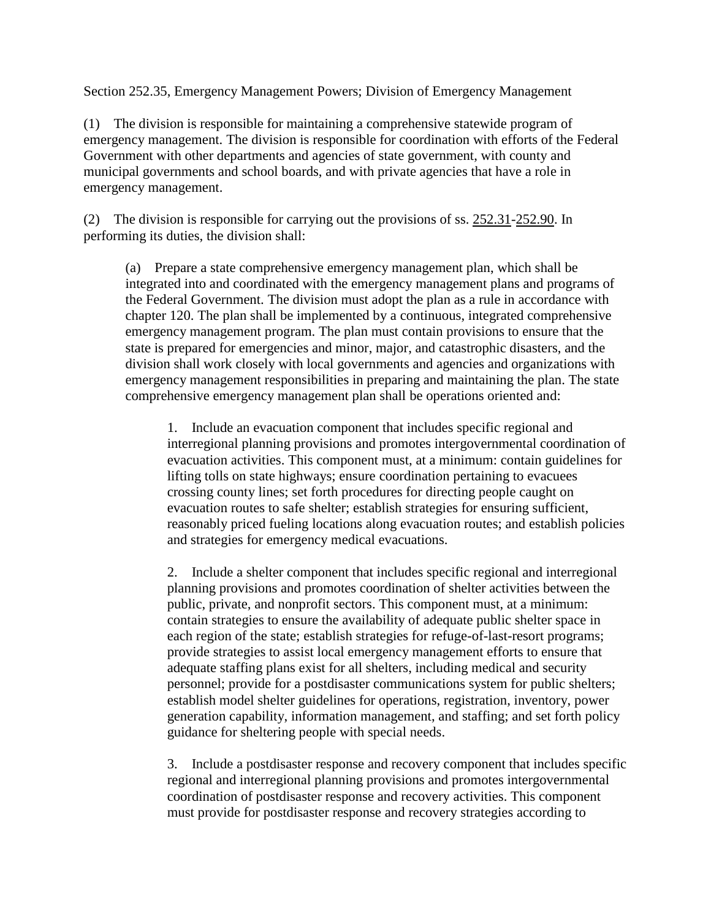Section 252.35, Emergency Management Powers; Division of Emergency Management

(1) The division is responsible for maintaining a comprehensive statewide program of emergency management. The division is responsible for coordination with efforts of the Federal Government with other departments and agencies of state government, with county and municipal governments and school boards, and with private agencies that have a role in emergency management.

(2) The division is responsible for carrying out the provisions of ss. 252.31-252.90. In performing its duties, the division shall:

> (a) Prepare a state comprehensive emergency management plan, which shall be integrated into and coordinated with the emergency management plans and programs of the Federal Government. The division must adopt the plan as a rule in accordance with chapter 120. The plan shall be implemented by a continuous, integrated comprehensive emergency management program. The plan must contain provisions to ensure that the state is prepared for emergencies and minor, major, and catastrophic disasters, and the division shall work closely with local governments and agencies and organizations with emergency management responsibilities in preparing and maintaining the plan. The state comprehensive emergency management plan shall be operations oriented and:
>
> > 1. Include an evacuation component that includes specific regional and interregional planning provisions and promotes intergovernmental coordination of evacuation activities. This component must, at a minimum: contain guidelines for lifting tolls on state highways; ensure coordination pertaining to evacuees crossing county lines; set forth procedures for directing people caught on evacuation routes to safe shelter; establish strategies for ensuring sufficient, reasonably priced fueling locations along evacuation routes; and establish policies and strategies for emergency medical evacuations.
> >
> > 2. Include a shelter component that includes specific regional and interregional planning provisions and promotes coordination of shelter activities between the public, private, and nonprofit sectors. This component must, at a minimum: contain strategies to ensure the availability of adequate public shelter space in each region of the state; establish strategies for refuge-of-last-resort programs; provide strategies to assist local emergency management efforts to ensure that adequate staffing plans exist for all shelters, including medical and security personnel; provide for a postdisaster communications system for public shelters; establish model shelter guidelines for operations, registration, inventory, power generation capability, information management, and staffing; and set forth policy guidance for sheltering people with special needs.
> >
> > 3. Include a postdisaster response and recovery component that includes specific regional and interregional planning provisions and promotes intergovernmental coordination of postdisaster response and recovery activities. This component must provide for postdisaster response and recovery strategies according to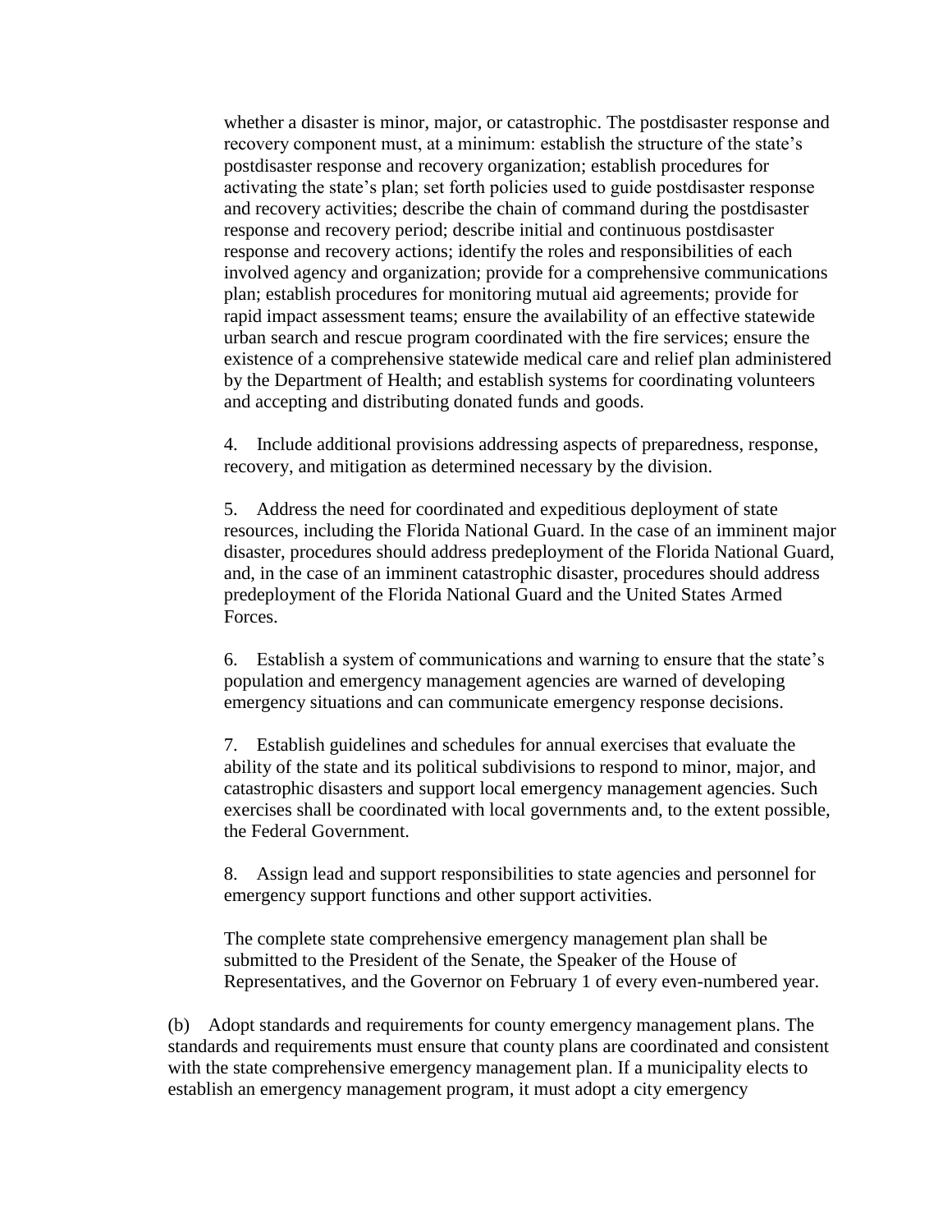whether a disaster is minor, major, or catastrophic. The postdisaster response and recovery component must, at a minimum: establish the structure of the state's postdisaster response and recovery organization; establish procedures for activating the state's plan; set forth policies used to guide postdisaster response and recovery activities; describe the chain of command during the postdisaster response and recovery period; describe initial and continuous postdisaster response and recovery actions; identify the roles and responsibilities of each involved agency and organization; provide for a comprehensive communications plan; establish procedures for monitoring mutual aid agreements; provide for rapid impact assessment teams; ensure the availability of an effective statewide urban search and rescue program coordinated with the fire services; ensure the existence of a comprehensive statewide medical care and relief plan administered by the Department of Health; and establish systems for coordinating volunteers and accepting and distributing donated funds and goods.

4. Include additional provisions addressing aspects of preparedness, response, recovery, and mitigation as determined necessary by the division.

5. Address the need for coordinated and expeditious deployment of state resources, including the Florida National Guard. In the case of an imminent major disaster, procedures should address predeployment of the Florida National Guard, and, in the case of an imminent catastrophic disaster, procedures should address predeployment of the Florida National Guard and the United States Armed Forces.

6. Establish a system of communications and warning to ensure that the state's population and emergency management agencies are warned of developing emergency situations and can communicate emergency response decisions.

7. Establish guidelines and schedules for annual exercises that evaluate the ability of the state and its political subdivisions to respond to minor, major, and catastrophic disasters and support local emergency management agencies. Such exercises shall be coordinated with local governments and, to the extent possible, the Federal Government.

8. Assign lead and support responsibilities to state agencies and personnel for emergency support functions and other support activities.

The complete state comprehensive emergency management plan shall be submitted to the President of the Senate, the Speaker of the House of Representatives, and the Governor on February 1 of every even-numbered year.

(b) Adopt standards and requirements for county emergency management plans. The standards and requirements must ensure that county plans are coordinated and consistent with the state comprehensive emergency management plan. If a municipality elects to establish an emergency management program, it must adopt a city emergency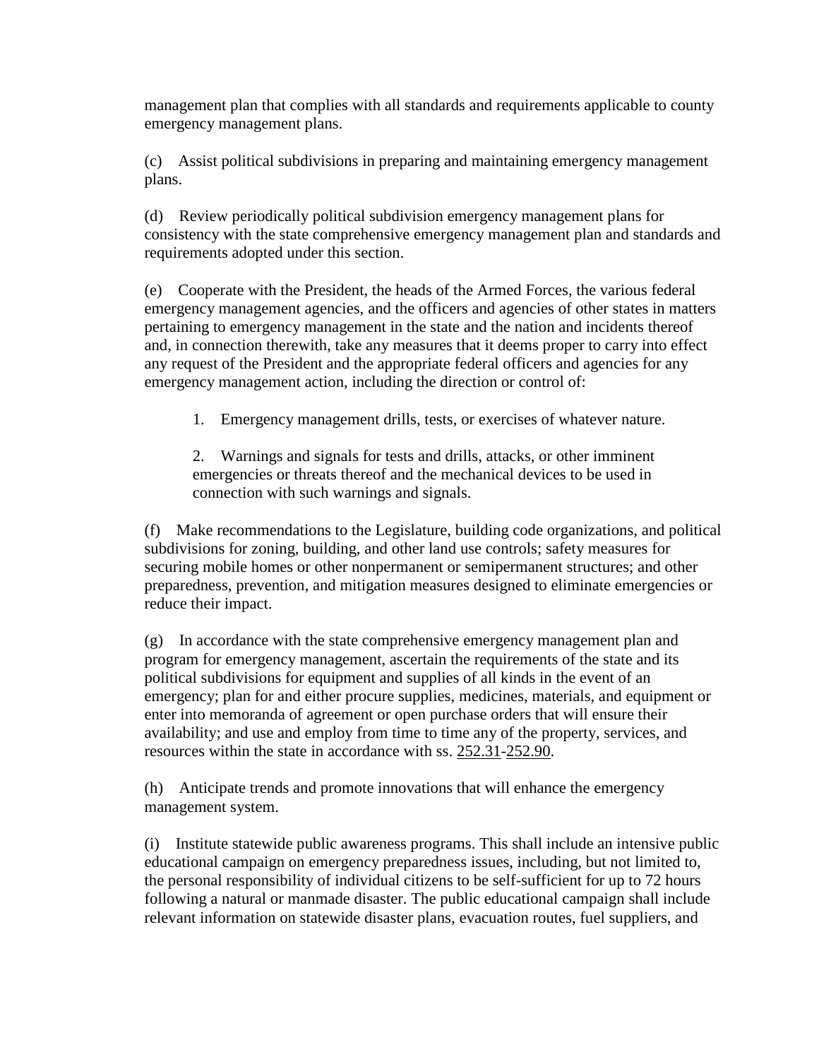management plan that complies with all standards and requirements applicable to county emergency management plans.

(c) Assist political subdivisions in preparing and maintaining emergency management plans.

(d) Review periodically political subdivision emergency management plans for consistency with the state comprehensive emergency management plan and standards and requirements adopted under this section.

(e) Cooperate with the President, the heads of the Armed Forces, the various federal emergency management agencies, and the officers and agencies of other states in matters pertaining to emergency management in the state and the nation and incidents thereof and, in connection therewith, take any measures that it deems proper to carry into effect any request of the President and the appropriate federal officers and agencies for any emergency management action, including the direction or control of:

> 1. Emergency management drills, tests, or exercises of whatever nature.
>
> 2. Warnings and signals for tests and drills, attacks, or other imminent emergencies or threats thereof and the mechanical devices to be used in connection with such warnings and signals.

(f) Make recommendations to the Legislature, building code organizations, and political subdivisions for zoning, building, and other land use controls; safety measures for securing mobile homes or other nonpermanent or semipermanent structures; and other preparedness, prevention, and mitigation measures designed to eliminate emergencies or reduce their impact.

(g) In accordance with the state comprehensive emergency management plan and program for emergency management, ascertain the requirements of the state and its political subdivisions for equipment and supplies of all kinds in the event of an emergency; plan for and either procure supplies, medicines, materials, and equipment or enter into memoranda of agreement or open purchase orders that will ensure their availability; and use and employ from time to time any of the property, services, and resources within the state in accordance with ss. 252.31-252.90.

(h) Anticipate trends and promote innovations that will enhance the emergency management system.

(i) Institute statewide public awareness programs. This shall include an intensive public educational campaign on emergency preparedness issues, including, but not limited to, the personal responsibility of individual citizens to be self-sufficient for up to 72 hours following a natural or manmade disaster. The public educational campaign shall include relevant information on statewide disaster plans, evacuation routes, fuel suppliers, and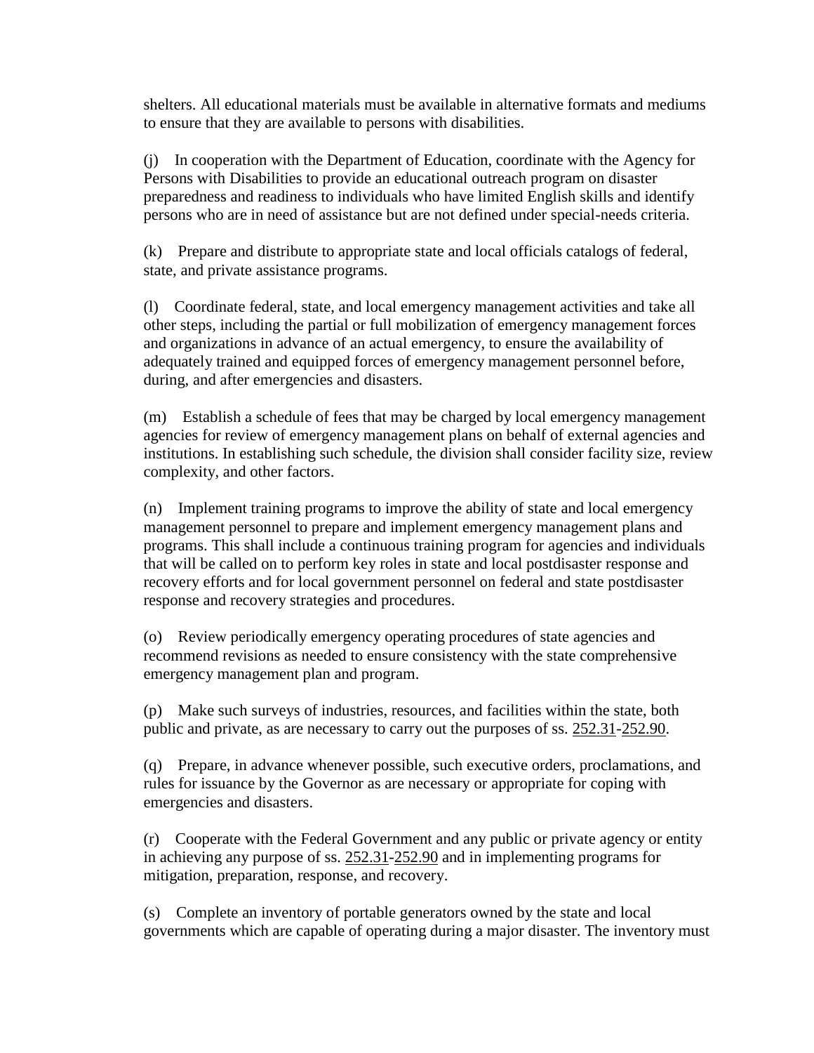shelters. All educational materials must be available in alternative formats and mediums to ensure that they are available to persons with disabilities.

(j) In cooperation with the Department of Education, coordinate with the Agency for Persons with Disabilities to provide an educational outreach program on disaster preparedness and readiness to individuals who have limited English skills and identify persons who are in need of assistance but are not defined under special-needs criteria.

(k) Prepare and distribute to appropriate state and local officials catalogs of federal, state, and private assistance programs.

(l) Coordinate federal, state, and local emergency management activities and take all other steps, including the partial or full mobilization of emergency management forces and organizations in advance of an actual emergency, to ensure the availability of adequately trained and equipped forces of emergency management personnel before, during, and after emergencies and disasters.

(m) Establish a schedule of fees that may be charged by local emergency management agencies for review of emergency management plans on behalf of external agencies and institutions. In establishing such schedule, the division shall consider facility size, review complexity, and other factors.

(n) Implement training programs to improve the ability of state and local emergency management personnel to prepare and implement emergency management plans and programs. This shall include a continuous training program for agencies and individuals that will be called on to perform key roles in state and local postdisaster response and recovery efforts and for local government personnel on federal and state postdisaster response and recovery strategies and procedures.

(o) Review periodically emergency operating procedures of state agencies and recommend revisions as needed to ensure consistency with the state comprehensive emergency management plan and program.

(p) Make such surveys of industries, resources, and facilities within the state, both public and private, as are necessary to carry out the purposes of ss. 252.31-252.90.

(q) Prepare, in advance whenever possible, such executive orders, proclamations, and rules for issuance by the Governor as are necessary or appropriate for coping with emergencies and disasters.

(r) Cooperate with the Federal Government and any public or private agency or entity in achieving any purpose of ss. 252.31-252.90 and in implementing programs for mitigation, preparation, response, and recovery.

(s) Complete an inventory of portable generators owned by the state and local governments which are capable of operating during a major disaster. The inventory must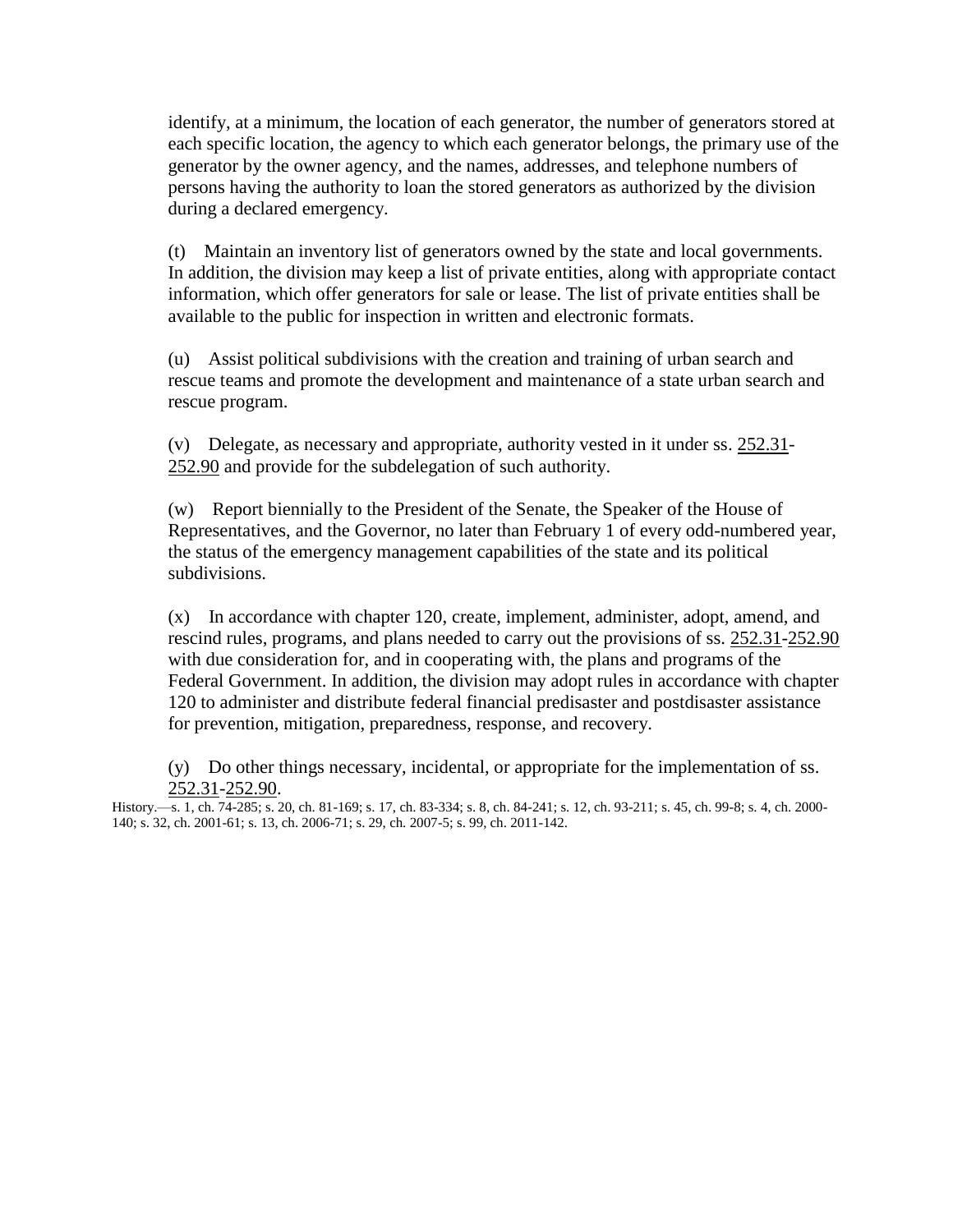identify, at a minimum, the location of each generator, the number of generators stored at each specific location, the agency to which each generator belongs, the primary use of the generator by the owner agency, and the names, addresses, and telephone numbers of persons having the authority to loan the stored generators as authorized by the division during a declared emergency.

(t) Maintain an inventory list of generators owned by the state and local governments. In addition, the division may keep a list of private entities, along with appropriate contact information, which offer generators for sale or lease. The list of private entities shall be available to the public for inspection in written and electronic formats.

(u) Assist political subdivisions with the creation and training of urban search and rescue teams and promote the development and maintenance of a state urban search and rescue program.

(v) Delegate, as necessary and appropriate, authority vested in it under ss. 252.31-252.90 and provide for the subdelegation of such authority.

(w) Report biennially to the President of the Senate, the Speaker of the House of Representatives, and the Governor, no later than February 1 of every odd-numbered year, the status of the emergency management capabilities of the state and its political subdivisions.

(x) In accordance with chapter 120, create, implement, administer, adopt, amend, and rescind rules, programs, and plans needed to carry out the provisions of ss. 252.31-252.90 with due consideration for, and in cooperating with, the plans and programs of the Federal Government. In addition, the division may adopt rules in accordance with chapter 120 to administer and distribute federal financial predisaster and postdisaster assistance for prevention, mitigation, preparedness, response, and recovery.

(y) Do other things necessary, incidental, or appropriate for the implementation of ss. 252.31-252.90.

History.—s. 1, ch. 74-285; s. 20, ch. 81-169; s. 17, ch. 83-334; s. 8, ch. 84-241; s. 12, ch. 93-211; s. 45, ch. 99-8; s. 4, ch. 2000-140; s. 32, ch. 2001-61; s. 13, ch. 2006-71; s. 29, ch. 2007-5; s. 99, ch. 2011-142.